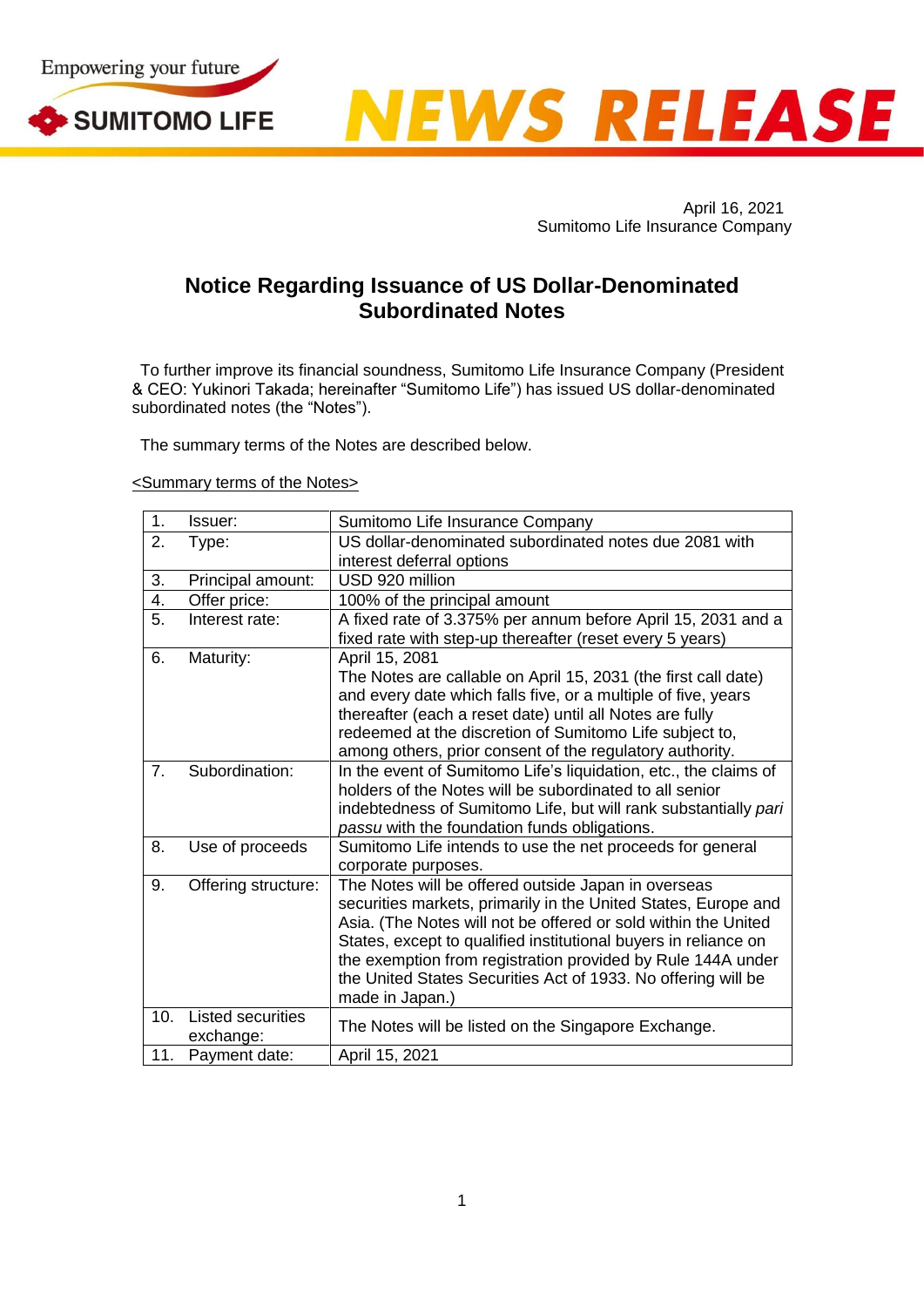Empowering your future

SUMITOMO LIFE

NEWS RELEASE

April 16, 2021
Sumitomo Life Insurance Company

# Notice Regarding Issuance of US Dollar-Denominated Subordinated Notes

To further improve its financial soundness, Sumitomo Life Insurance Company (President & CEO: Yukinori Takada; hereinafter "Sumitomo Life") has issued US dollar-denominated subordinated notes (the "Notes").

The summary terms of the Notes are described below.

<Summary terms of the Notes>

| | |
|---|---|
| 1. Issuer: | Sumitomo Life Insurance Company |
| 2. Type: | US dollar-denominated subordinated notes due 2081 with interest deferral options |
| 3. Principal amount: | USD 920 million |
| 4. Offer price: | 100% of the principal amount |
| 5. Interest rate: | A fixed rate of 3.375% per annum before April 15, 2031 and a fixed rate with step-up thereafter (reset every 5 years) |
| 6. Maturity: | April 15, 2081<br>The Notes are callable on April 15, 2031 (the first call date) and every date which falls five, or a multiple of five, years thereafter (each a reset date) until all Notes are fully redeemed at the discretion of Sumitomo Life subject to, among others, prior consent of the regulatory authority. |
| 7. Subordination: | In the event of Sumitomo Life's liquidation, etc., the claims of holders of the Notes will be subordinated to all senior indebtedness of Sumitomo Life, but will rank substantially *pari passu* with the foundation funds obligations. |
| 8. Use of proceeds | Sumitomo Life intends to use the net proceeds for general corporate purposes. |
| 9. Offering structure: | The Notes will be offered outside Japan in overseas securities markets, primarily in the United States, Europe and Asia. (The Notes will not be offered or sold within the United States, except to qualified institutional buyers in reliance on the exemption from registration provided by Rule 144A under the United States Securities Act of 1933. No offering will be made in Japan.) |
| 10. Listed securities exchange: | The Notes will be listed on the Singapore Exchange. |
| 11. Payment date: | April 15, 2021 |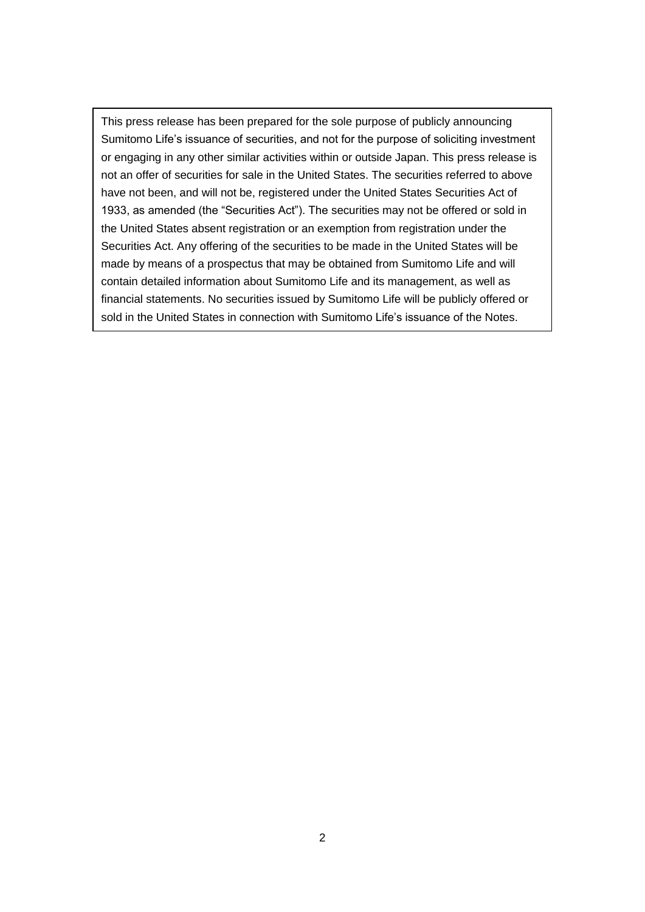This press release has been prepared for the sole purpose of publicly announcing Sumitomo Life's issuance of securities, and not for the purpose of soliciting investment or engaging in any other similar activities within or outside Japan. This press release is not an offer of securities for sale in the United States. The securities referred to above have not been, and will not be, registered under the United States Securities Act of 1933, as amended (the "Securities Act"). The securities may not be offered or sold in the United States absent registration or an exemption from registration under the Securities Act. Any offering of the securities to be made in the United States will be made by means of a prospectus that may be obtained from Sumitomo Life and will contain detailed information about Sumitomo Life and its management, as well as financial statements. No securities issued by Sumitomo Life will be publicly offered or sold in the United States in connection with Sumitomo Life's issuance of the Notes.